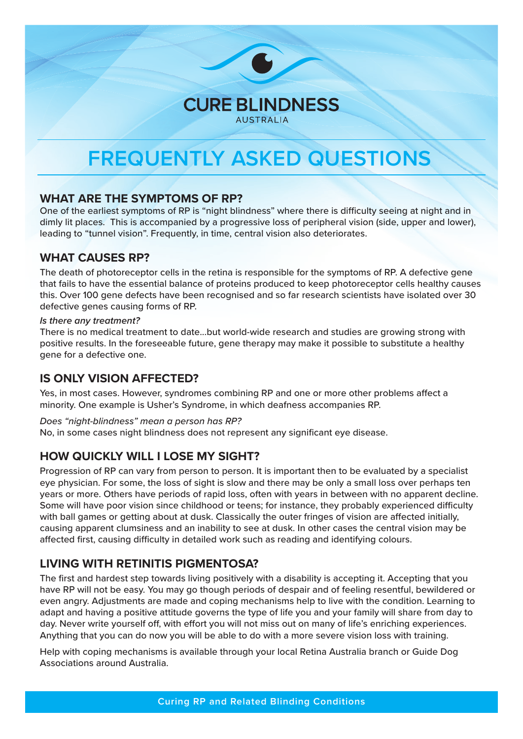# CURE BLINDNESS

AUSTRALIA

# FREQUENTLY ASKED QUESTIONS

## WHAT ARE THE SYMPTOMS OF RP?

One of the earliest symptoms of RP is "night blindness" where there is difficulty seeing at night and in dimly lit places. This is accompanied by a progressive loss of peripheral vision (side, upper and lower), leading to "tunnel vision". Frequently, in time, central vision also deteriorates.

## WHAT CAUSES RP?

The death of photoreceptor cells in the retina is responsible for the symptoms of RP. A defective gene that fails to have the essential balance of proteins produced to keep photoreceptor cells healthy causes this. Over 100 gene defects have been recognised and so far research scientists have isolated over 30 defective genes causing forms of RP.

***Is there any treatment?***

There is no medical treatment to date...but world-wide research and studies are growing strong with positive results. In the foreseeable future, gene therapy may make it possible to substitute a healthy gene for a defective one.

## IS ONLY VISION AFFECTED?

Yes, in most cases. However, syndromes combining RP and one or more other problems affect a minority. One example is Usher's Syndrome, in which deafness accompanies RP.

*Does "night-blindness" mean a person has RP?*

No, in some cases night blindness does not represent any significant eye disease.

## HOW QUICKLY WILL I LOSE MY SIGHT?

Progression of RP can vary from person to person. It is important then to be evaluated by a specialist eye physician. For some, the loss of sight is slow and there may be only a small loss over perhaps ten years or more. Others have periods of rapid loss, often with years in between with no apparent decline. Some will have poor vision since childhood or teens; for instance, they probably experienced difficulty with ball games or getting about at dusk. Classically the outer fringes of vision are affected initially, causing apparent clumsiness and an inability to see at dusk. In other cases the central vision may be affected first, causing difficulty in detailed work such as reading and identifying colours.

## LIVING WITH RETINITIS PIGMENTOSA?

The first and hardest step towards living positively with a disability is accepting it. Accepting that you have RP will not be easy. You may go though periods of despair and of feeling resentful, bewildered or even angry. Adjustments are made and coping mechanisms help to live with the condition. Learning to adapt and having a positive attitude governs the type of life you and your family will share from day to day. Never write yourself off, with effort you will not miss out on many of life's enriching experiences. Anything that you can do now you will be able to do with a more severe vision loss with training.

Help with coping mechanisms is available through your local Retina Australia branch or Guide Dog Associations around Australia.

Curing RP and Related Blinding Conditions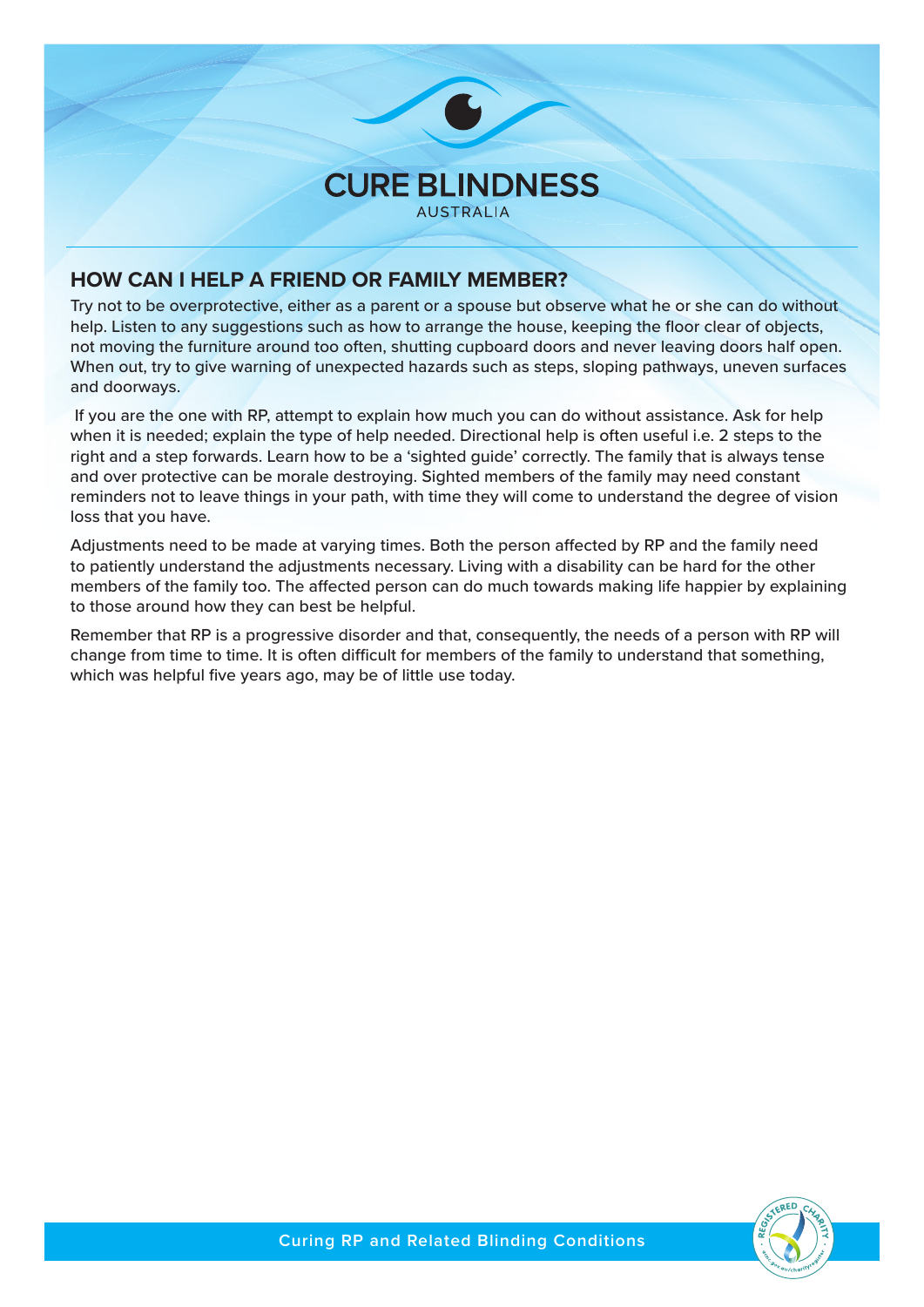# CURE BLINDNESS

AUSTRALIA

## HOW CAN I HELP A FRIEND OR FAMILY MEMBER?

Try not to be overprotective, either as a parent or a spouse but observe what he or she can do without help. Listen to any suggestions such as how to arrange the house, keeping the floor clear of objects, not moving the furniture around too often, shutting cupboard doors and never leaving doors half open. When out, try to give warning of unexpected hazards such as steps, sloping pathways, uneven surfaces and doorways.

If you are the one with RP, attempt to explain how much you can do without assistance. Ask for help when it is needed; explain the type of help needed. Directional help is often useful i.e. 2 steps to the right and a step forwards. Learn how to be a 'sighted guide' correctly. The family that is always tense and over protective can be morale destroying. Sighted members of the family may need constant reminders not to leave things in your path, with time they will come to understand the degree of vision loss that you have.

Adjustments need to be made at varying times. Both the person affected by RP and the family need to patiently understand the adjustments necessary. Living with a disability can be hard for the other members of the family too. The affected person can do much towards making life happier by explaining to those around how they can best be helpful.

Remember that RP is a progressive disorder and that, consequently, the needs of a person with RP will change from time to time. It is often difficult for members of the family to understand that something, which was helpful five years ago, may be of little use today.

Curing RP and Related Blinding Conditions